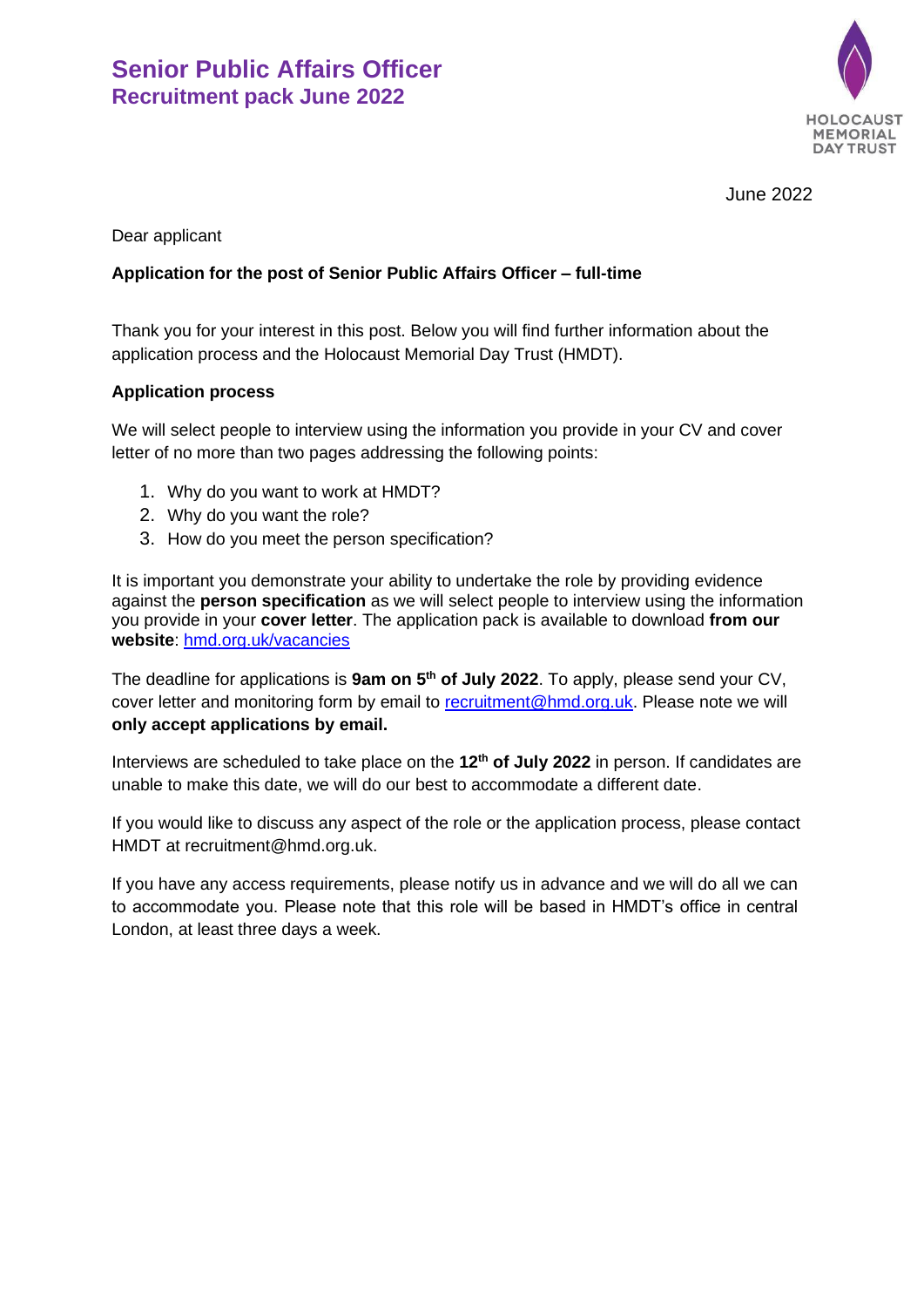# Senior Public Affairs Officer
## Recruitment pack June 2022

June 2022

Dear applicant

**Application for the post of Senior Public Affairs Officer – full-time**

Thank you for your interest in this post. Below you will find further information about the application process and the Holocaust Memorial Day Trust (HMDT).

**Application process**

We will select people to interview using the information you provide in your CV and cover letter of no more than two pages addressing the following points:

1. Why do you want to work at HMDT?
2. Why do you want the role?
3. How do you meet the person specification?

It is important you demonstrate your ability to undertake the role by providing evidence against the **person specification** as we will select people to interview using the information you provide in your **cover letter**. The application pack is available to download **from our website**: [hmd.org.uk/vacancies](hmd.org.uk/vacancies)

The deadline for applications is **9am on 5th of July 2022**. To apply, please send your CV, cover letter and monitoring form by email to [recruitment@hmd.org.uk](mailto:recruitment@hmd.org.uk). Please note we will **only accept applications by email.**

Interviews are scheduled to take place on the **12th of July 2022** in person. If candidates are unable to make this date, we will do our best to accommodate a different date.

If you would like to discuss any aspect of the role or the application process, please contact HMDT at recruitment@hmd.org.uk.

If you have any access requirements, please notify us in advance and we will do all we can to accommodate you. Please note that this role will be based in HMDT's office in central London, at least three days a week.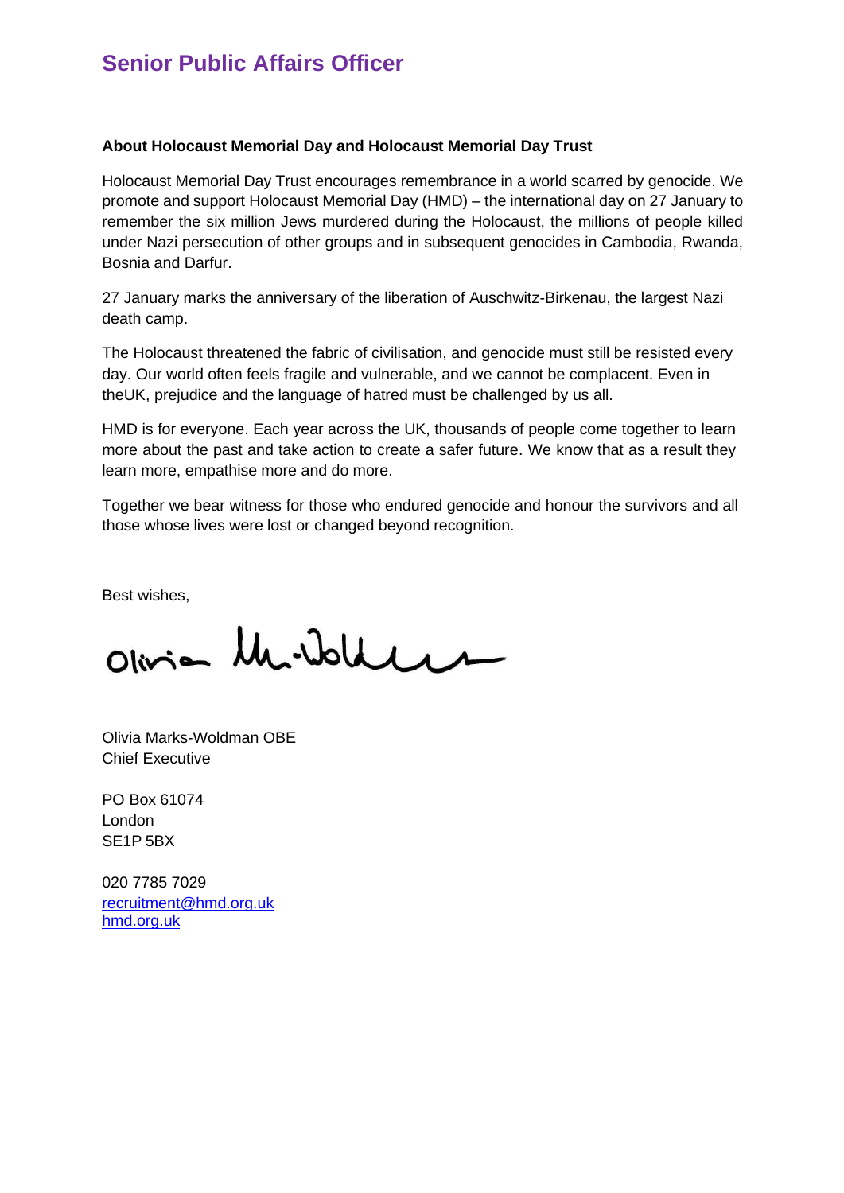# Senior Public Affairs Officer

**About Holocaust Memorial Day and Holocaust Memorial Day Trust**

Holocaust Memorial Day Trust encourages remembrance in a world scarred by genocide. We promote and support Holocaust Memorial Day (HMD) – the international day on 27 January to remember the six million Jews murdered during the Holocaust, the millions of people killed under Nazi persecution of other groups and in subsequent genocides in Cambodia, Rwanda, Bosnia and Darfur.

27 January marks the anniversary of the liberation of Auschwitz-Birkenau, the largest Nazi death camp.

The Holocaust threatened the fabric of civilisation, and genocide must still be resisted every day. Our world often feels fragile and vulnerable, and we cannot be complacent. Even in theUK, prejudice and the language of hatred must be challenged by us all.

HMD is for everyone. Each year across the UK, thousands of people come together to learn more about the past and take action to create a safer future. We know that as a result they learn more, empathise more and do more.

Together we bear witness for those who endured genocide and honour the survivors and all those whose lives were lost or changed beyond recognition.

Best wishes,

Olivia Marks-Woldman

Olivia Marks-Woldman OBE
Chief Executive

PO Box 61074
London
SE1P 5BX

020 7785 7029
recruitment@hmd.org.uk
hmd.org.uk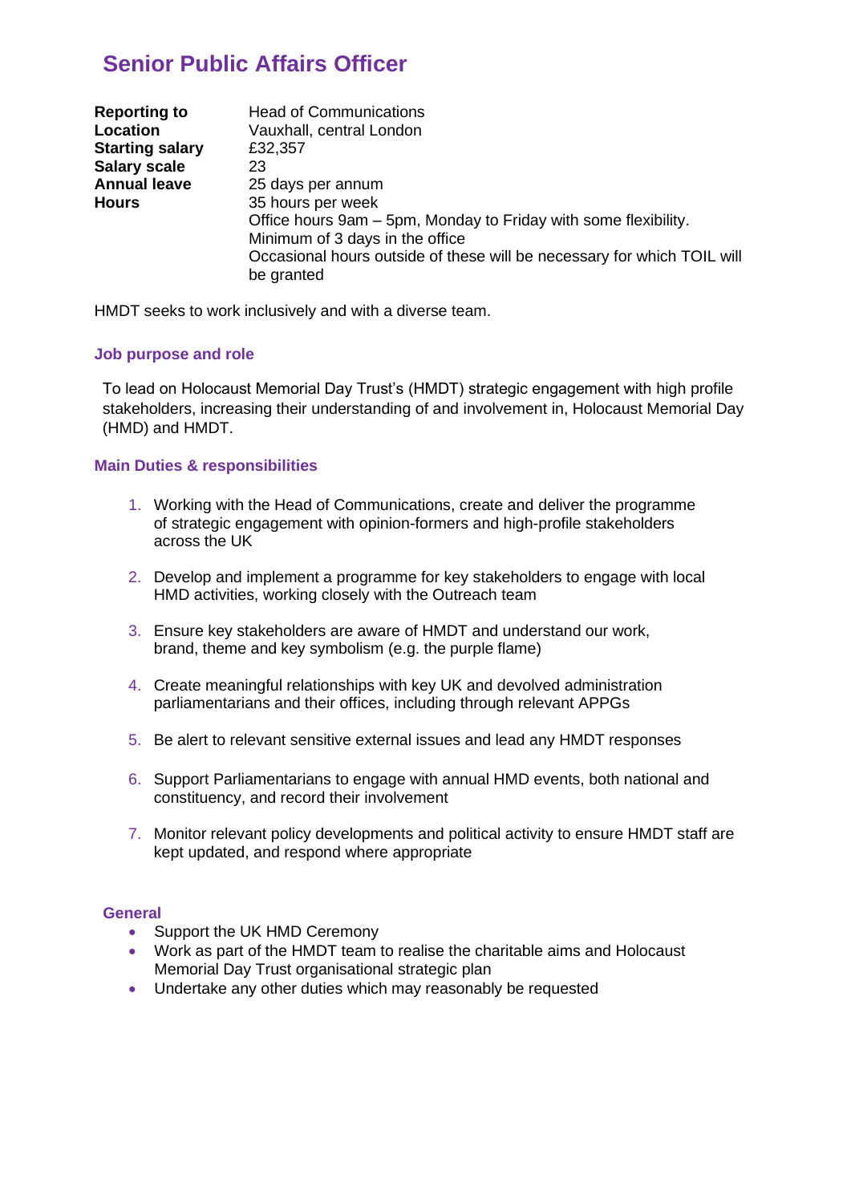# Senior Public Affairs Officer

| | |
|---|---|
| **Reporting to** | Head of Communications |
| **Location** | Vauxhall, central London |
| **Starting salary** | £32,357 |
| **Salary scale** | 23 |
| **Annual leave** | 25 days per annum |
| **Hours** | 35 hours per week<br>Office hours 9am – 5pm, Monday to Friday with some flexibility.<br>Minimum of 3 days in the office<br>Occasional hours outside of these will be necessary for which TOIL will be granted |

HMDT seeks to work inclusively and with a diverse team.

### Job purpose and role

To lead on Holocaust Memorial Day Trust's (HMDT) strategic engagement with high profile stakeholders, increasing their understanding of and involvement in, Holocaust Memorial Day (HMD) and HMDT.

### Main Duties & responsibilities

1. Working with the Head of Communications, create and deliver the programme of strategic engagement with opinion-formers and high-profile stakeholders across the UK

2. Develop and implement a programme for key stakeholders to engage with local HMD activities, working closely with the Outreach team

3. Ensure key stakeholders are aware of HMDT and understand our work, brand, theme and key symbolism (e.g. the purple flame)

4. Create meaningful relationships with key UK and devolved administration parliamentarians and their offices, including through relevant APPGs

5. Be alert to relevant sensitive external issues and lead any HMDT responses

6. Support Parliamentarians to engage with annual HMD events, both national and constituency, and record their involvement

7. Monitor relevant policy developments and political activity to ensure HMDT staff are kept updated, and respond where appropriate

### General

- Support the UK HMD Ceremony
- Work as part of the HMDT team to realise the charitable aims and Holocaust Memorial Day Trust organisational strategic plan
- Undertake any other duties which may reasonably be requested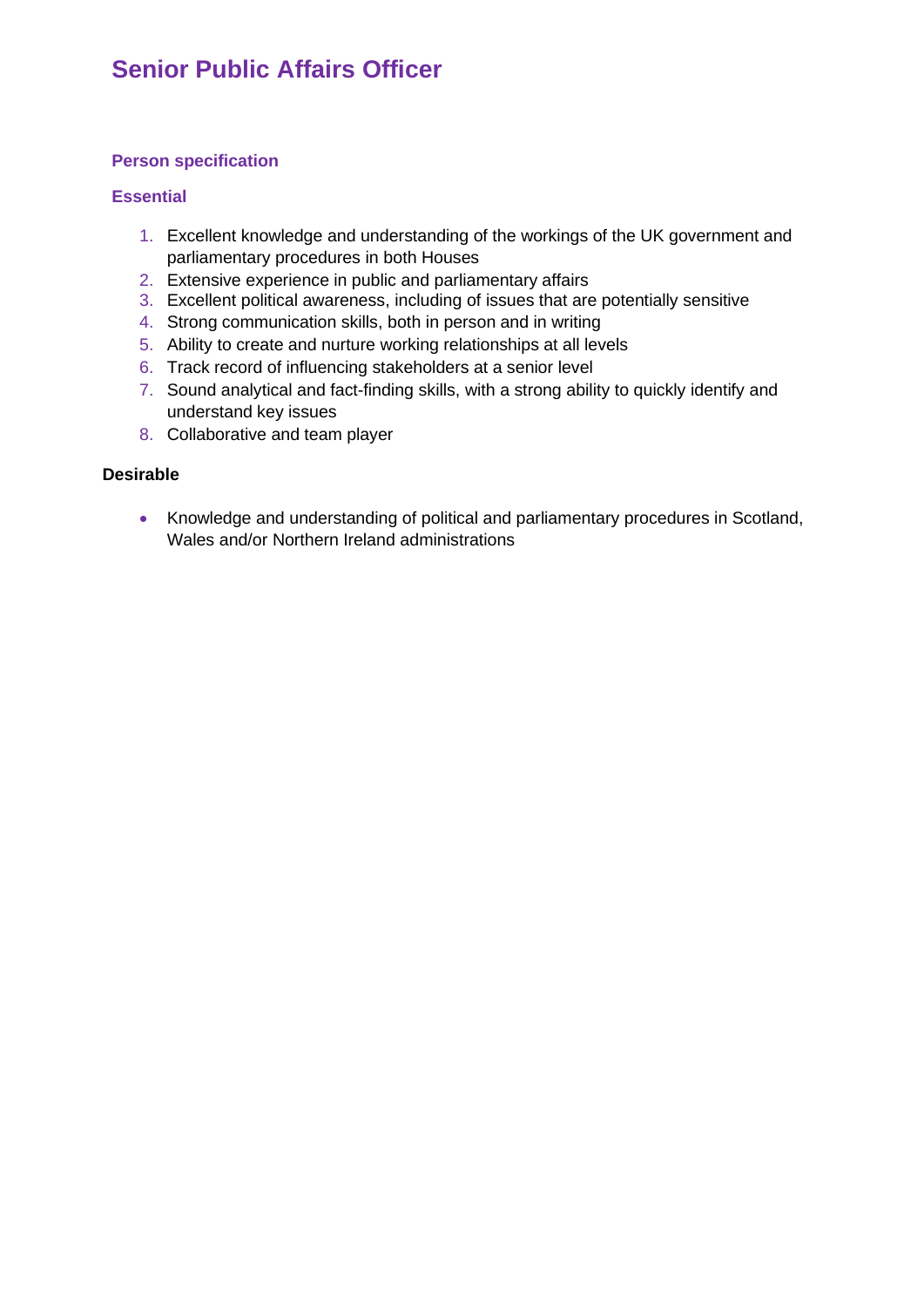# Senior Public Affairs Officer

### Person specification

### Essential

1. Excellent knowledge and understanding of the workings of the UK government and parliamentary procedures in both Houses
2. Extensive experience in public and parliamentary affairs
3. Excellent political awareness, including of issues that are potentially sensitive
4. Strong communication skills, both in person and in writing
5. Ability to create and nurture working relationships at all levels
6. Track record of influencing stakeholders at a senior level
7. Sound analytical and fact-finding skills, with a strong ability to quickly identify and understand key issues
8. Collaborative and team player

**Desirable**

- Knowledge and understanding of political and parliamentary procedures in Scotland, Wales and/or Northern Ireland administrations